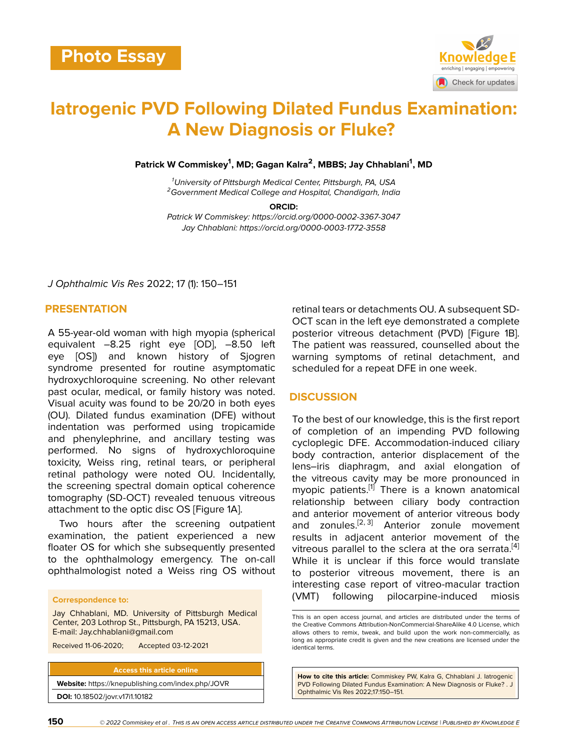Photo Essay

# Iatrogenic PVD Following Dilated Fundus Examination: A New Diagnosis or Fluke?

**Patrick W Commiskey[1], MD; Gagan Kalra[2], MBBS; Jay Chhablani[1], MD**

[1]*University of Pittsburgh Medical Center, Pittsburgh, PA, USA*
[2]*Government Medical College and Hospital, Chandigarh, India*

**ORCID:**
*Patrick W Commiskey: https://orcid.org/0000-0002-3367-3047*
*Jay Chhablani: https://orcid.org/0000-0003-1772-3558*

*J Ophthalmic Vis Res* 2022; 17 (1): 150–151

## PRESENTATION

A 55-year-old woman with high myopia (spherical equivalent –8.25 right eye [OD], –8.50 left eye [OS]) and known history of Sjogren syndrome presented for routine asymptomatic hydroxychloroquine screening. No other relevant past ocular, medical, or family history was noted. Visual acuity was found to be 20/20 in both eyes (OU). Dilated fundus examination (DFE) without indentation was performed using tropicamide and phenylephrine, and ancillary testing was performed. No signs of hydroxychloroquine toxicity, Weiss ring, retinal tears, or peripheral retinal pathology were noted OU. Incidentally, the screening spectral domain optical coherence tomography (SD-OCT) revealed tenuous vitreous attachment to the optic disc OS [Figure 1A].

Two hours after the screening outpatient examination, the patient experienced a new floater OS for which she subsequently presented to the ophthalmology emergency. The on-call ophthalmologist noted a Weiss ring OS without retinal tears or detachments OU. A subsequent SD-OCT scan in the left eye demonstrated a complete posterior vitreous detachment (PVD) [Figure 1B]. The patient was reassured, counselled about the warning symptoms of retinal detachment, and scheduled for a repeat DFE in one week.

## DISCUSSION

To the best of our knowledge, this is the first report of completion of an impending PVD following cycloplegic DFE. Accommodation-induced ciliary body contraction, anterior displacement of the lens–iris diaphragm, and axial elongation of the vitreous cavity may be more pronounced in myopic patients.[1] There is a known anatomical relationship between ciliary body contraction and anterior movement of anterior vitreous body and zonules.[2, 3] Anterior zonule movement results in adjacent anterior movement of the vitreous parallel to the sclera at the ora serrata.[4] While it is unclear if this force would translate to posterior vitreous movement, there is an interesting case report of vitreo-macular traction (VMT) following pilocarpine-induced miosis

**Correspondence to:**

Jay Chhablani, MD. University of Pittsburgh Medical Center, 203 Lothrop St., Pittsburgh, PA 15213, USA.
E-mail: Jay.chhablani@gmail.com

Received 11-06-2020; Accepted 03-12-2021

| Access this article online |
| --- |
| **Website:** https://knepublishing.com/index.php/JOVR |
| **DOI:** 10.18502/jovr.v17i1.10182 |

This is an open access journal, and articles are distributed under the terms of the Creative Commons Attribution-NonCommercial-ShareAlike 4.0 License, which allows others to remix, tweak, and build upon the work non-commercially, as long as appropriate credit is given and the new creations are licensed under the identical terms.

**How to cite this article:** Commiskey PW, Kalra G, Chhablani J. Iatrogenic PVD Following Dilated Fundus Examination: A New Diagnosis or Fluke? . J Ophthalmic Vis Res 2022;17:150–151.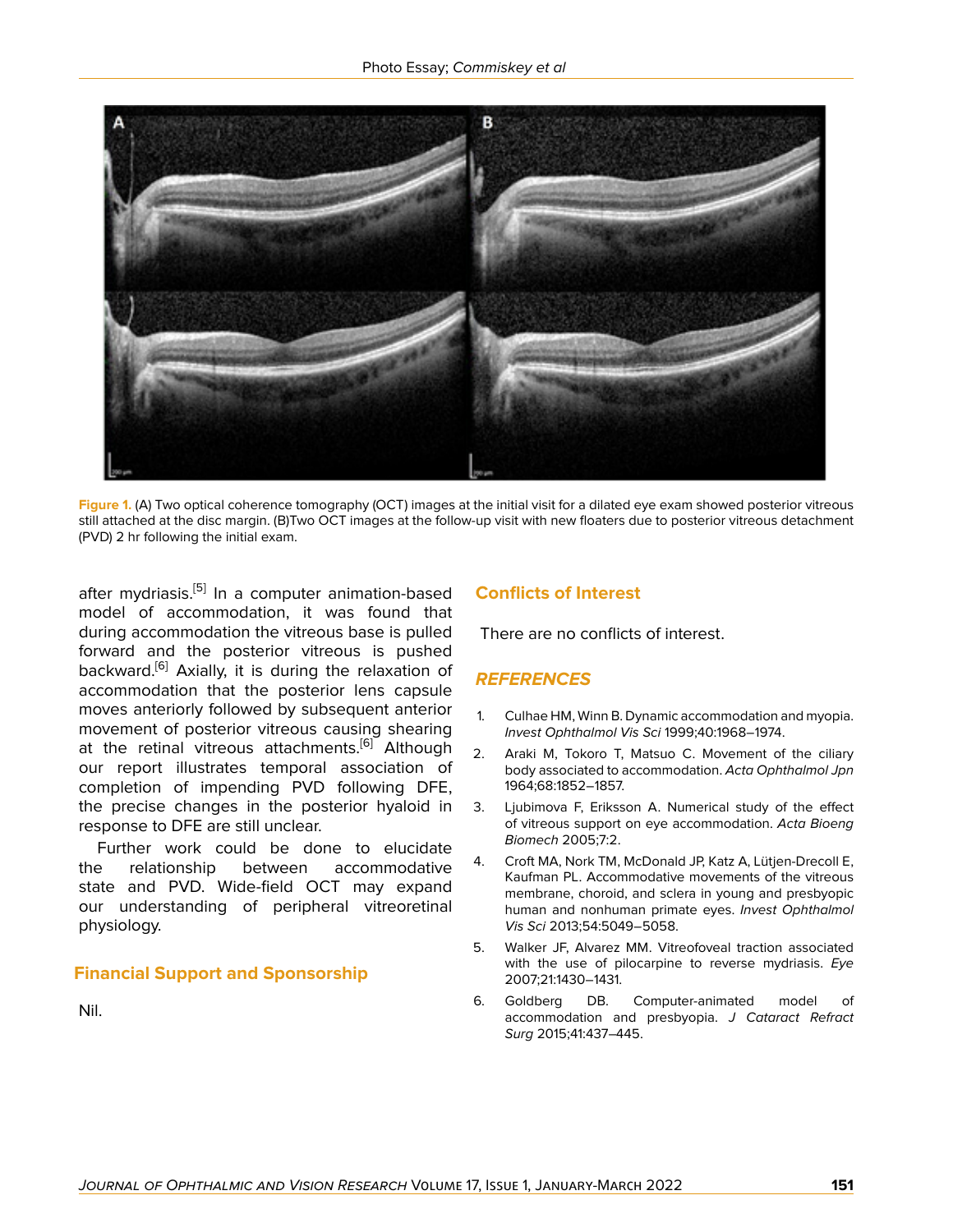Figure 1. (A) Two optical coherence tomography (OCT) images at the initial visit for a dilated eye exam showed posterior vitreous still attached at the disc margin. (B)Two OCT images at the follow-up visit with new floaters due to posterior vitreous detachment (PVD) 2 hr following the initial exam.

after mydriasis.[5] In a computer animation-based model of accommodation, it was found that during accommodation the vitreous base is pulled forward and the posterior vitreous is pushed backward.[6] Axially, it is during the relaxation of accommodation that the posterior lens capsule moves anteriorly followed by subsequent anterior movement of posterior vitreous causing shearing at the retinal vitreous attachments.[6] Although our report illustrates temporal association of completion of impending PVD following DFE, the precise changes in the posterior hyaloid in response to DFE are still unclear.

Further work could be done to elucidate the relationship between accommodative state and PVD. Wide-field OCT may expand our understanding of peripheral vitreoretinal physiology.

## Financial Support and Sponsorship

Nil.

## Conflicts of Interest

There are no conflicts of interest.

## REFERENCES

1. Culhae HM, Winn B. Dynamic accommodation and myopia. *Invest Ophthalmol Vis Sci* 1999;40:1968–1974.
2. Araki M, Tokoro T, Matsuo C. Movement of the ciliary body associated to accommodation. *Acta Ophthalmol Jpn* 1964;68:1852–1857.
3. Ljubimova F, Eriksson A. Numerical study of the effect of vitreous support on eye accommodation. *Acta Bioeng Biomech* 2005;7:2.
4. Croft MA, Nork TM, McDonald JP, Katz A, Lütjen-Drecoll E, Kaufman PL. Accommodative movements of the vitreous membrane, choroid, and sclera in young and presbyopic human and nonhuman primate eyes. *Invest Ophthalmol Vis Sci* 2013;54:5049–5058.
5. Walker JF, Alvarez MM. Vitreofoveal traction associated with the use of pilocarpine to reverse mydriasis. *Eye* 2007;21:1430–1431.
6. Goldberg DB. Computer-animated model of accommodation and presbyopia. *J Cataract Refract Surg* 2015;41:437–445.